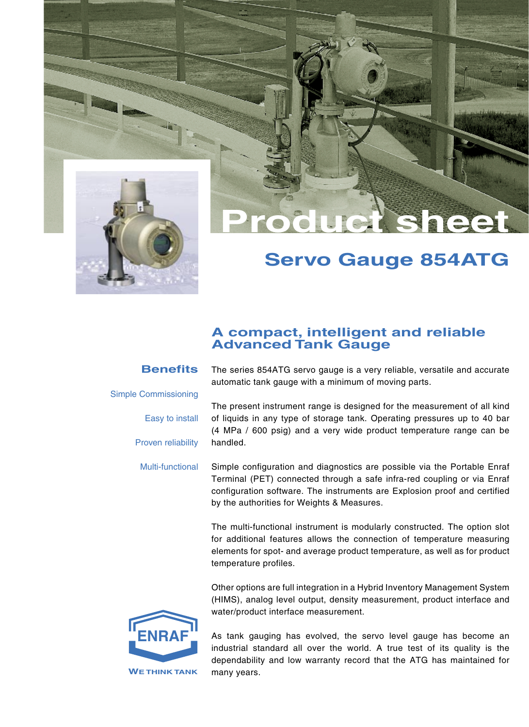# Product sheet

## Servo Gauge 854ATG

### A compact, intelligent and reliable Advanced Tank Gauge

**Benefits**

- Simple Commissioning
- Easy to install
- Proven reliability
- Multi-functional

The series 854ATG servo gauge is a very reliable, versatile and accurate automatic tank gauge with a minimum of moving parts.

The present instrument range is designed for the measurement of all kind of liquids in any type of storage tank. Operating pressures up to 40 bar (4 MPa / 600 psig) and a very wide product temperature range can be handled.

Simple configuration and diagnostics are possible via the Portable Enraf Terminal (PET) connected through a safe infra-red coupling or via Enraf configuration software. The instruments are Explosion proof and certified by the authorities for Weights & Measures.

The multi-functional instrument is modularly constructed. The option slot for additional features allows the connection of temperature measuring elements for spot- and average product temperature, as well as for product temperature profiles.

Other options are full integration in a Hybrid Inventory Management System (HIMS), analog level output, density measurement, product interface and water/product interface measurement.

As tank gauging has evolved, the servo level gauge has become an industrial standard all over the world. A true test of its quality is the dependability and low warranty record that the ATG has maintained for many years.

ENRAF
WE THINK TANK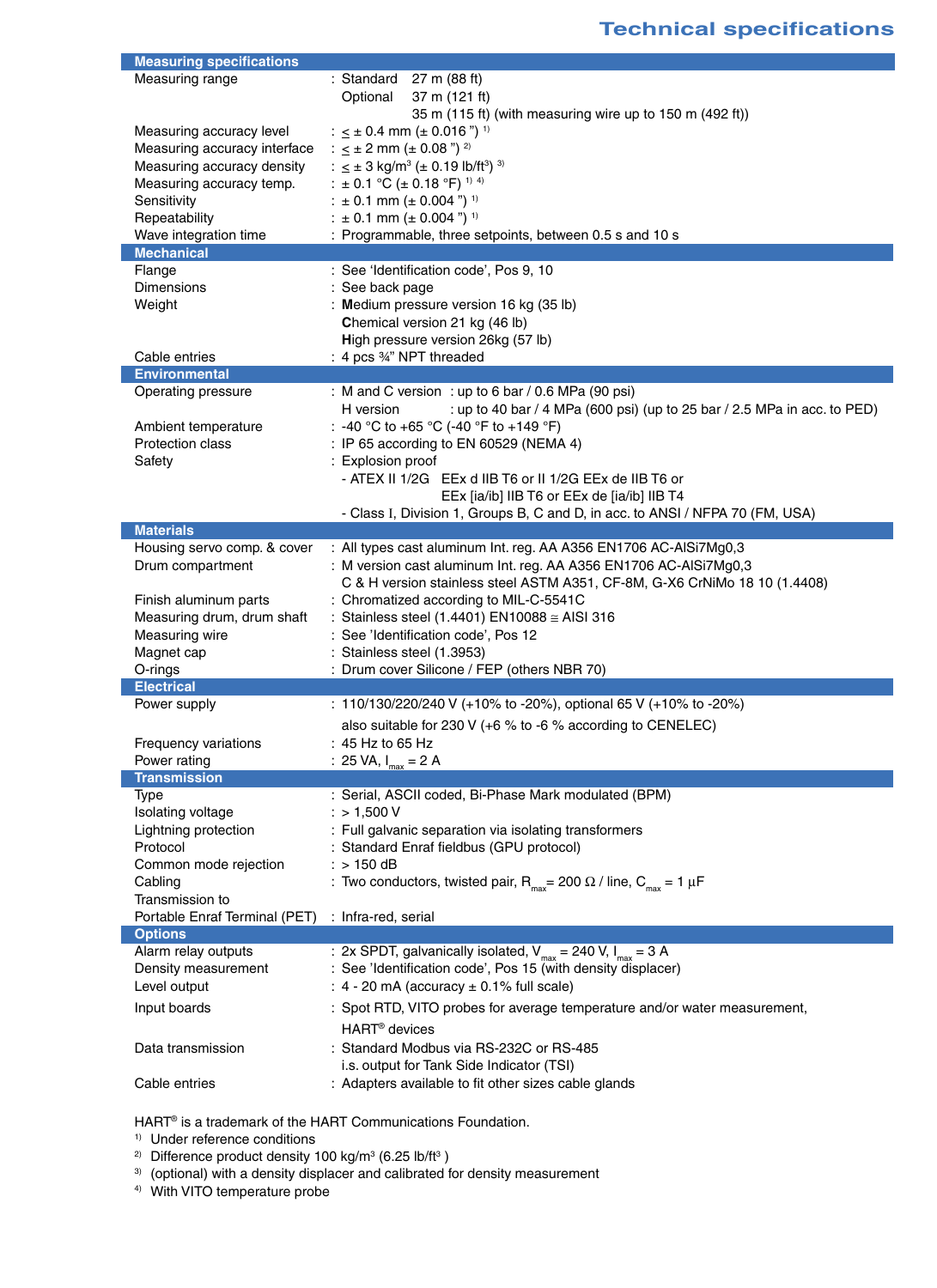# Technical specifications

| | |
|---|---|
| **Measuring specifications** | |
| Measuring range | : Standard 27 m (88 ft)<br>Optional 37 m (121 ft)<br>35 m (115 ft) (with measuring wire up to 150 m (492 ft)) |
| Measuring accuracy level | : ≤ ± 0.4 mm (± 0.016 ") [1] |
| Measuring accuracy interface | : ≤ ± 2 mm (± 0.08 ") [2] |
| Measuring accuracy density | : ≤ ± 3 kg/m³ (± 0.19 lb/ft³) [3] |
| Measuring accuracy temp. | : ± 0.1 °C (± 0.18 °F) [1] [4] |
| Sensitivity | : ± 0.1 mm (± 0.004 ") [1] |
| Repeatability | : ± 0.1 mm (± 0.004 ") [1] |
| Wave integration time | : Programmable, three setpoints, between 0.5 s and 10 s |
| **Mechanical** | |
| Flange | : See 'Identification code', Pos 9, 10 |
| Dimensions | : See back page |
| Weight | : **M**edium pressure version 16 kg (35 lb)<br>**C**hemical version 21 kg (46 lb)<br>**H**igh pressure version 26kg (57 lb) |
| Cable entries | : 4 pcs ¾" NPT threaded |
| **Environmental** | |
| Operating pressure | : M and C version : up to 6 bar / 0.6 MPa (90 psi)<br>H version : up to 40 bar / 4 MPa (600 psi) (up to 25 bar / 2.5 MPa in acc. to PED) |
| Ambient temperature | : -40 °C to +65 °C (-40 °F to +149 °F) |
| Protection class | : IP 65 according to EN 60529 (NEMA 4) |
| Safety | : Explosion proof<br>- ATEX II 1/2G EEx d IIB T6 or II 1/2G EEx de IIB T6 or<br>EEx [ia/ib] IIB T6 or EEx de [ia/ib] IIB T4<br>- Class I, Division 1, Groups B, C and D, in acc. to ANSI / NFPA 70 (FM, USA) |
| **Materials** | |
| Housing servo comp. & cover | : All types cast aluminum Int. reg. AA A356 EN1706 AC-AlSi7Mg0,3 |
| Drum compartment | : M version cast aluminum Int. reg. AA A356 EN1706 AC-AlSi7Mg0,3<br>C & H version stainless steel ASTM A351, CF-8M, G-X6 CrNiMo 18 10 (1.4408) |
| Finish aluminum parts | : Chromatized according to MIL-C-5541C |
| Measuring drum, drum shaft | : Stainless steel (1.4401) EN10088 ≅ AISI 316 |
| Measuring wire | : See 'Identification code', Pos 12 |
| Magnet cap | : Stainless steel (1.3953) |
| O-rings | : Drum cover Silicone / FEP (others NBR 70) |
| **Electrical** | |
| Power supply | : 110/130/220/240 V (+10% to -20%), optional 65 V (+10% to -20%)<br>also suitable for 230 V (+6 % to -6 % according to CENELEC) |
| Frequency variations | : 45 Hz to 65 Hz |
| Power rating | : 25 VA, $I_{max}$ = 2 A |
| **Transmission** | |
| Type | : Serial, ASCII coded, Bi-Phase Mark modulated (BPM) |
| Isolating voltage | : > 1,500 V |
| Lightning protection | : Full galvanic separation via isolating transformers |
| Protocol | : Standard Enraf fieldbus (GPU protocol) |
| Common mode rejection | : > 150 dB |
| Cabling | : Two conductors, twisted pair, $R_{max}$= 200 Ω / line, $C_{max}$ = 1 µF |
| Transmission to Portable Enraf Terminal (PET) | : Infra-red, serial |
| **Options** | |
| Alarm relay outputs | : 2x SPDT, galvanically isolated, $V_{max}$ = 240 V, $I_{max}$ = 3 A |
| Density measurement | : See 'Identification code', Pos 15 (with density displacer) |
| Level output | : 4 - 20 mA (accuracy ± 0.1% full scale) |
| Input boards | : Spot RTD, VITO probes for average temperature and/or water measurement, HART® devices |
| Data transmission | : Standard Modbus via RS-232C or RS-485<br>i.s. output for Tank Side Indicator (TSI) |
| Cable entries | : Adapters available to fit other sizes cable glands |

HART® is a trademark of the HART Communications Foundation.

[1] Under reference conditions

[2] Difference product density 100 kg/m³ (6.25 lb/ft³ )

[3] (optional) with a density displacer and calibrated for density measurement

[4] With VITO temperature probe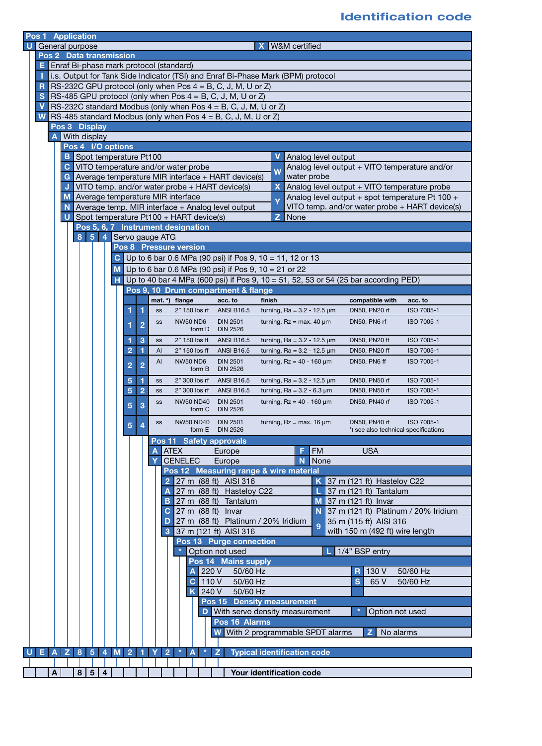# Identification code

## Pos 1 Application

| Code | Description | Code | Description |
|---|---|---|---|
| U | General purpose | X | W&M certified |

## Pos 2 Data transmission

| Code | Description |
|---|---|
| E | Enraf Bi-phase mark protocol (standard) |
| I | i.s. Output for Tank Side Indicator (TSI) and Enraf Bi-Phase Mark (BPM) protocol |
| R | RS-232C GPU protocol (only when Pos 4 = B, C, J, M, U or Z) |
| S | RS-485 GPU protocol (only when Pos 4 = B, C, J, M, U or Z) |
| V | RS-232C standard Modbus (only when Pos 4 = B, C, J, M, U or Z) |
| W | RS-485 standard Modbus (only when Pos 4 = B, C, J, M, U or Z) |

## Pos 3 Display

| Code | Description |
|---|---|
| A | With display |

## Pos 4 I/O options

| Code | Description | Code | Description |
|---|---|---|---|
| B | Spot temperature Pt100 | V | Analog level output |
| C | VITO temperature and/or water probe | W | Analog level output + VITO temperature and/or water probe |
| G | Average temperature MIR interface + HART device(s) | | |
| J | VITO temp. and/or water probe + HART device(s) | X | Analog level output + VITO temperature probe |
| M | Average temperature MIR interface | Y | Analog level output + spot temperature Pt 100 + VITO temp. and/or water probe + HART device(s) |
| N | Average temp. MIR interface + Analog level output | | |
| U | Spot temperature Pt100 + HART device(s) | Z | None |

## Pos 5, 6, 7 Instrument designation

| Code | Description |
|---|---|
| 8 5 4 | Servo gauge ATG |

## Pos 8 Pressure version

| Code | Description |
|---|---|
| C | Up to 6 bar 0.6 MPa (90 psi) if Pos 9, 10 = 11, 12 or 13 |
| M | Up to 6 bar 0.6 MPa (90 psi) if Pos 9, 10 = 21 or 22 |
| H | Up to 40 bar 4 MPa (600 psi) if Pos 9, 10 = 51, 52, 53 or 54 (25 bar according PED) |

## Pos 9, 10 Drum compartment & flange

| Pos 9 | Pos 10 | mat. *) | flange | acc. to | finish | compatible with | acc. to |
|---|---|---|---|---|---|---|---|
| 1 | 1 | ss | 2" 150 lbs rf | ANSI B16.5 | turning, Ra = 3.2 - 12.5 µm | DN50, PN20 rf | ISO 7005-1 |
| 1 | 2 | ss | NW50 ND6 form D | DIN 2501 DIN 2526 | turning, Rz = max. 40 µm | DN50, PN6 rf | ISO 7005-1 |
| 1 | 3 | ss | 2" 150 lbs ff | ANSI B16.5 | turning, Ra = 3.2 - 12.5 µm | DN50, PN20 ff | ISO 7005-1 |
| 2 | 1 | Al | 2" 150 lbs ff | ANSI B16.5 | turning, Ra = 3.2 - 12.5 µm | DN50, PN20 ff | ISO 7005-1 |
| 2 | 2 | Al | NW50 ND6 form B | DIN 2501 DIN 2526 | turning, Rz = 40 - 160 µm | DN50, PN6 ff | ISO 7005-1 |
| 5 | 1 | ss | 2" 300 lbs rf | ANSI B16.5 | turning, Ra = 3.2 - 12.5 µm | DN50, PN50 rf | ISO 7005-1 |
| 5 | 2 | ss | 2" 300 lbs rf | ANSI B16.5 | turning, Ra = 3.2 - 6.3 µm | DN50, PN50 rf | ISO 7005-1 |
| 5 | 3 | ss | NW50 ND40 form C | DIN 2501 DIN 2526 | turning, Rz = 40 - 160 µm | DN50, PN40 rf | ISO 7005-1 |
| 5 | 4 | ss | NW50 ND40 form E | DIN 2501 DIN 2526 | turning, Rz = max. 16 µm | DN50, PN40 rf | ISO 7005-1 |

*) see also technical specifications

## Pos 11 Safety approvals

| Code | Description | | Code | Description | |
|---|---|---|---|---|---|
| A | ATEX | Europe | F | FM | USA |
| Y | CENELEC | Europe | N | None | |

## Pos 12 Measuring range & wire material

| Code | Description | Code | Description |
|---|---|---|---|
| 2 | 27 m (88 ft) AISI 316 | K | 37 m (121 ft) Hasteloy C22 |
| A | 27 m (88 ft) Hasteloy C22 | L | 37 m (121 ft) Tantalum |
| B | 27 m (88 ft) Tantalum | M | 37 m (121 ft) Invar |
| C | 27 m (88 ft) Invar | N | 37 m (121 ft) Platinum / 20% Iridium |
| D | 27 m (88 ft) Platinum / 20% Iridium | 9 | 35 m (115 ft) AISI 316 with 150 m (492 ft) wire length |
| 3 | 37 m (121 ft) AISI 316 | | |

## Pos 13 Purge connection

| Code | Description | Code | Description |
|---|---|---|---|
| * | Option not used | L | 1/4" BSP entry |

## Pos 14 Mains supply

| Code | Description | Code | Description |
|---|---|---|---|
| A | 220 V 50/60 Hz | R | 130 V 50/60 Hz |
| C | 110 V 50/60 Hz | S | 65 V 50/60 Hz |
| K | 240 V 50/60 Hz | | |

## Pos 15 Density measurement

| Code | Description | Code | Description |
|---|---|---|---|
| D | With servo density measurement | * | Option not used |

## Pos 16 Alarms

| Code | Description | Code | Description |
|---|---|---|---|
| W | With 2 programmable SPDT alarms | Z | No alarms |

| | | | | | | | | | | | | | | | | |
|---|---|---|---|---|---|---|---|---|---|---|---|---|---|---|---|---|
| U | E | A | Z | 8 | 5 | 4 | M | 2 | 1 | Y | 2 | * | A | * | Z | Typical identification code |
| | | A | | 8 | 5 | 4 | | | | | | | | | | Your identification code |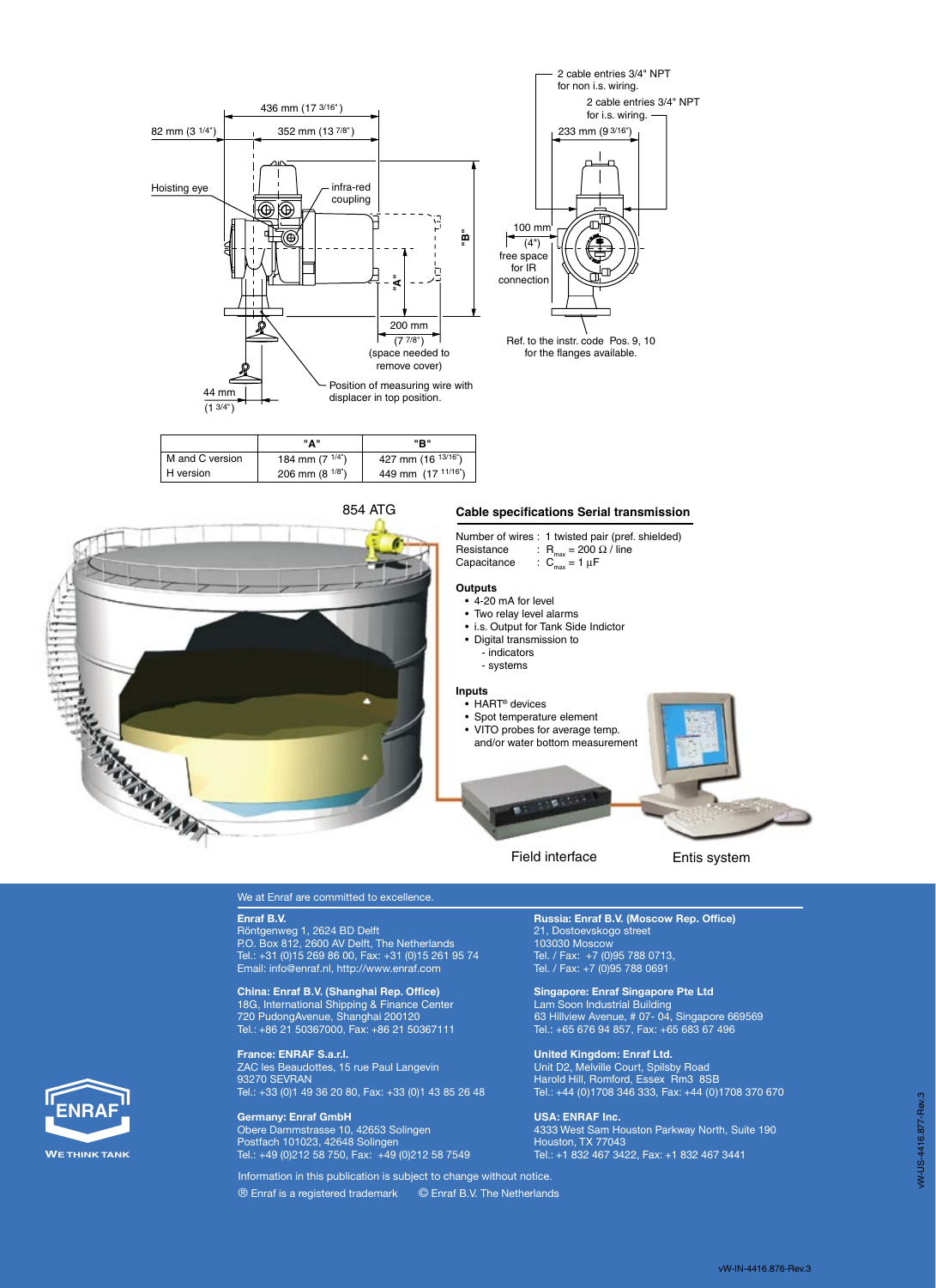2 cable entries 3/4" NPT for non i.s. wiring.

2 cable entries 3/4" NPT for i.s. wiring.

436 mm (17 3/16")

82 mm (3 1/4")

352 mm (13 7/8")

233 mm (9 3/16")

Hoisting eye

infra-red coupling

100 mm (4") free space for IR connection

"B"

"A"

200 mm (7 7/8") (space needed to remove cover)

Ref. to the instr. code Pos. 9, 10 for the flanges available.

44 mm (1 3/4")

Position of measuring wire with displacer in top position.

| | "A" | "B" |
|---|---|---|
| M and C version | 184 mm (7 1/4") | 427 mm (16 13/16") |
| H version | 206 mm (8 1/8") | 449 mm (17 11/16") |

854 ATG

Field interface

Entis system

### Cable specifications Serial transmission

Number of wires : 1 twisted pair (pref. shielded)
Resistance : $R_{max}$ = 200 Ω / line
Capacitance : $C_{max}$ = 1 µF

**Outputs**

- 4-20 mA for level
- Two relay level alarms
- i.s. Output for Tank Side Indictor
- Digital transmission to
  - indicators
  - systems

**Inputs**

- HART® devices
- Spot temperature element
- VITO probes for average temp. and/or water bottom measurement

We at Enraf are committed to excellence.

**Enraf B.V.**
Röntgenweg 1, 2624 BD Delft
P.O. Box 812, 2600 AV Delft, The Netherlands
Tel.: +31 (0)15 269 86 00, Fax: +31 (0)15 261 95 74
Email: info@enraf.nl, http://www.enraf.com

**China: Enraf B.V. (Shanghai Rep. Office)**
18G, International Shipping & Finance Center
720 PudongAvenue, Shanghai 200120
Tel.: +86 21 50367000, Fax: +86 21 50367111

**France: ENRAF S.a.r.l.**
ZAC les Beaudottes, 15 rue Paul Langevin
93270 SEVRAN
Tel.: +33 (0)1 49 36 20 80, Fax: +33 (0)1 43 85 26 48

**Germany: Enraf GmbH**
Obere Dammstrasse 10, 42653 Solingen
Postfach 101023, 42648 Solingen
Tel.: +49 (0)212 58 750, Fax: +49 (0)212 58 7549

**Russia: Enraf B.V. (Moscow Rep. Office)**
21, Dostoevskogo street
103030 Moscow
Tel. / Fax: +7 (0)95 788 0713,
Tel. / Fax: +7 (0)95 788 0691

**Singapore: Enraf Singapore Pte Ltd**
Lam Soon Industrial Building
63 Hillview Avenue, # 07- 04, Singapore 669569
Tel.: +65 676 94 857, Fax: +65 683 67 496

**United Kingdom: Enraf Ltd.**
Unit D2, Melville Court, Spilsby Road
Harold Hill, Romford, Essex Rm3 8SB
Tel.: +44 (0)1708 346 333, Fax: +44 (0)1708 370 670

**USA: ENRAF Inc.**
4333 West Sam Houston Parkway North, Suite 190
Houston, TX 77043
Tel.: +1 832 467 3422, Fax: +1 832 467 3441

Information in this publication is subject to change without notice.

® Enraf is a registered trademark © Enraf B.V. The Netherlands

ENRAF
WE THINK TANK

vW-US-4416.877-Rev.3

vW-IN-4416.876-Rev.3